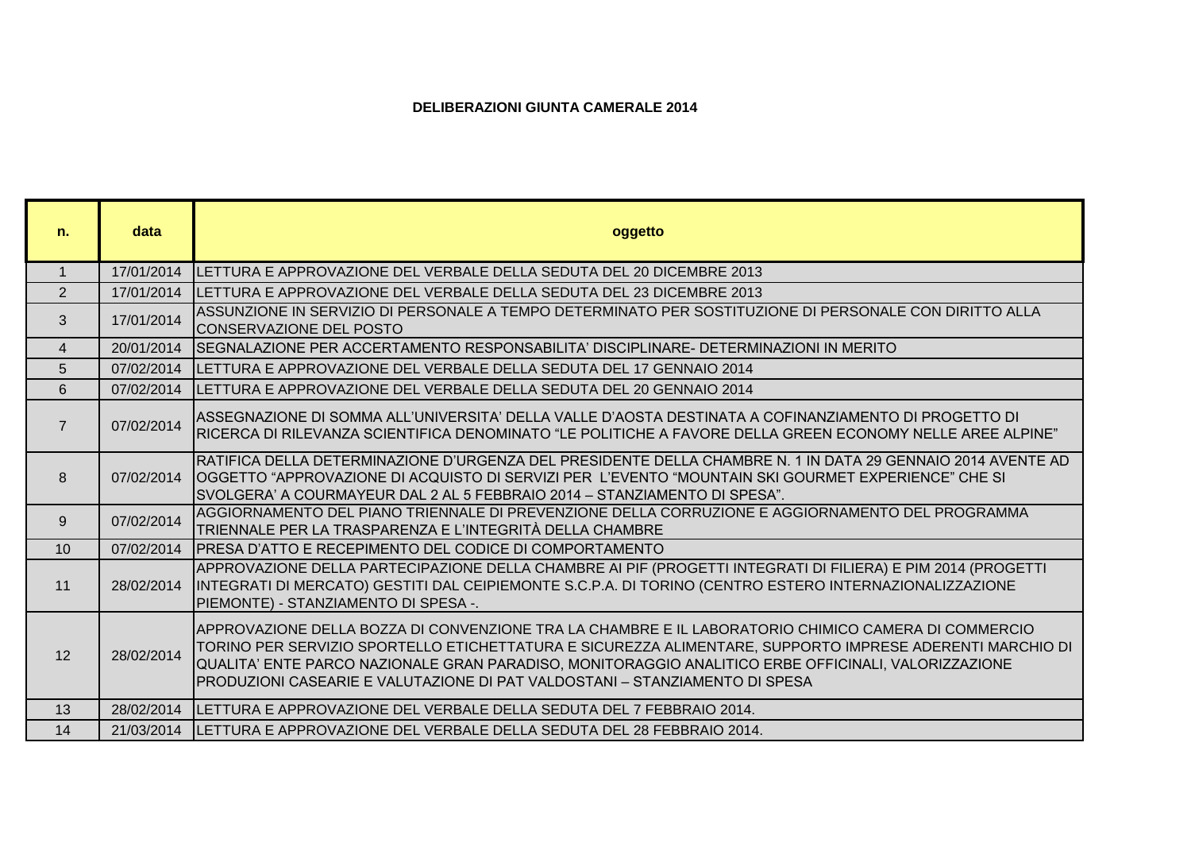**DELIBERAZIONI GIUNTA CAMERALE 2014**

| n. | data | oggetto |
|---|---|---|
| 1 | 17/01/2014 | LETTURA E APPROVAZIONE DEL VERBALE DELLA SEDUTA DEL 20 DICEMBRE 2013 |
| 2 | 17/01/2014 | LETTURA E APPROVAZIONE DEL VERBALE DELLA SEDUTA DEL 23 DICEMBRE 2013 |
| 3 | 17/01/2014 | ASSUNZIONE IN SERVIZIO DI PERSONALE A TEMPO DETERMINATO PER SOSTITUZIONE DI PERSONALE CON DIRITTO ALLA CONSERVAZIONE DEL POSTO |
| 4 | 20/01/2014 | SEGNALAZIONE PER ACCERTAMENTO RESPONSABILITA' DISCIPLINARE- DETERMINAZIONI IN MERITO |
| 5 | 07/02/2014 | LETTURA E APPROVAZIONE DEL VERBALE DELLA SEDUTA DEL 17 GENNAIO 2014 |
| 6 | 07/02/2014 | LETTURA E APPROVAZIONE DEL VERBALE DELLA SEDUTA DEL 20 GENNAIO 2014 |
| 7 | 07/02/2014 | ASSEGNAZIONE DI SOMMA ALL'UNIVERSITA' DELLA VALLE D'AOSTA DESTINATA A COFINANZIAMENTO DI PROGETTO DI RICERCA DI RILEVANZA SCIENTIFICA DENOMINATO "LE POLITICHE A FAVORE DELLA GREEN ECONOMY NELLE AREE ALPINE" |
| 8 | 07/02/2014 | RATIFICA DELLA DETERMINAZIONE D'URGENZA DEL PRESIDENTE DELLA CHAMBRE N. 1 IN DATA 29 GENNAIO 2014 AVENTE AD OGGETTO "APPROVAZIONE DI ACQUISTO DI SERVIZI PER L'EVENTO "MOUNTAIN SKI GOURMET EXPERIENCE" CHE SI SVOLGERA' A COURMAYEUR DAL 2 AL 5 FEBBRAIO 2014 – STANZIAMENTO DI SPESA". |
| 9 | 07/02/2014 | AGGIORNAMENTO DEL PIANO TRIENNALE DI PREVENZIONE DELLA CORRUZIONE E AGGIORNAMENTO DEL PROGRAMMA TRIENNALE PER LA TRASPARENZA E L'INTEGRITÀ DELLA CHAMBRE |
| 10 | 07/02/2014 | PRESA D'ATTO E RECEPIMENTO DEL CODICE DI COMPORTAMENTO |
| 11 | 28/02/2014 | APPROVAZIONE DELLA PARTECIPAZIONE DELLA CHAMBRE AI PIF (PROGETTI INTEGRATI DI FILIERA) E PIM 2014 (PROGETTI INTEGRATI DI MERCATO) GESTITI DAL CEIPIEMONTE S.C.P.A. DI TORINO (CENTRO ESTERO INTERNAZIONALIZZAZIONE PIEMONTE) - STANZIAMENTO DI SPESA -. |
| 12 | 28/02/2014 | APPROVAZIONE DELLA BOZZA DI CONVENZIONE TRA LA CHAMBRE E IL LABORATORIO CHIMICO CAMERA DI COMMERCIO TORINO PER SERVIZIO SPORTELLO ETICHETTATURA E SICUREZZA ALIMENTARE, SUPPORTO IMPRESE ADERENTI MARCHIO DI QUALITA' ENTE PARCO NAZIONALE GRAN PARADISO, MONITORAGGIO ANALITICO ERBE OFFICINALI, VALORIZZAZIONE PRODUZIONI CASEARIE E VALUTAZIONE DI PAT VALDOSTANI – STANZIAMENTO DI SPESA |
| 13 | 28/02/2014 | LETTURA E APPROVAZIONE DEL VERBALE DELLA SEDUTA DEL 7 FEBBRAIO 2014. |
| 14 | 21/03/2014 | LETTURA E APPROVAZIONE DEL VERBALE DELLA SEDUTA DEL 28 FEBBRAIO 2014. |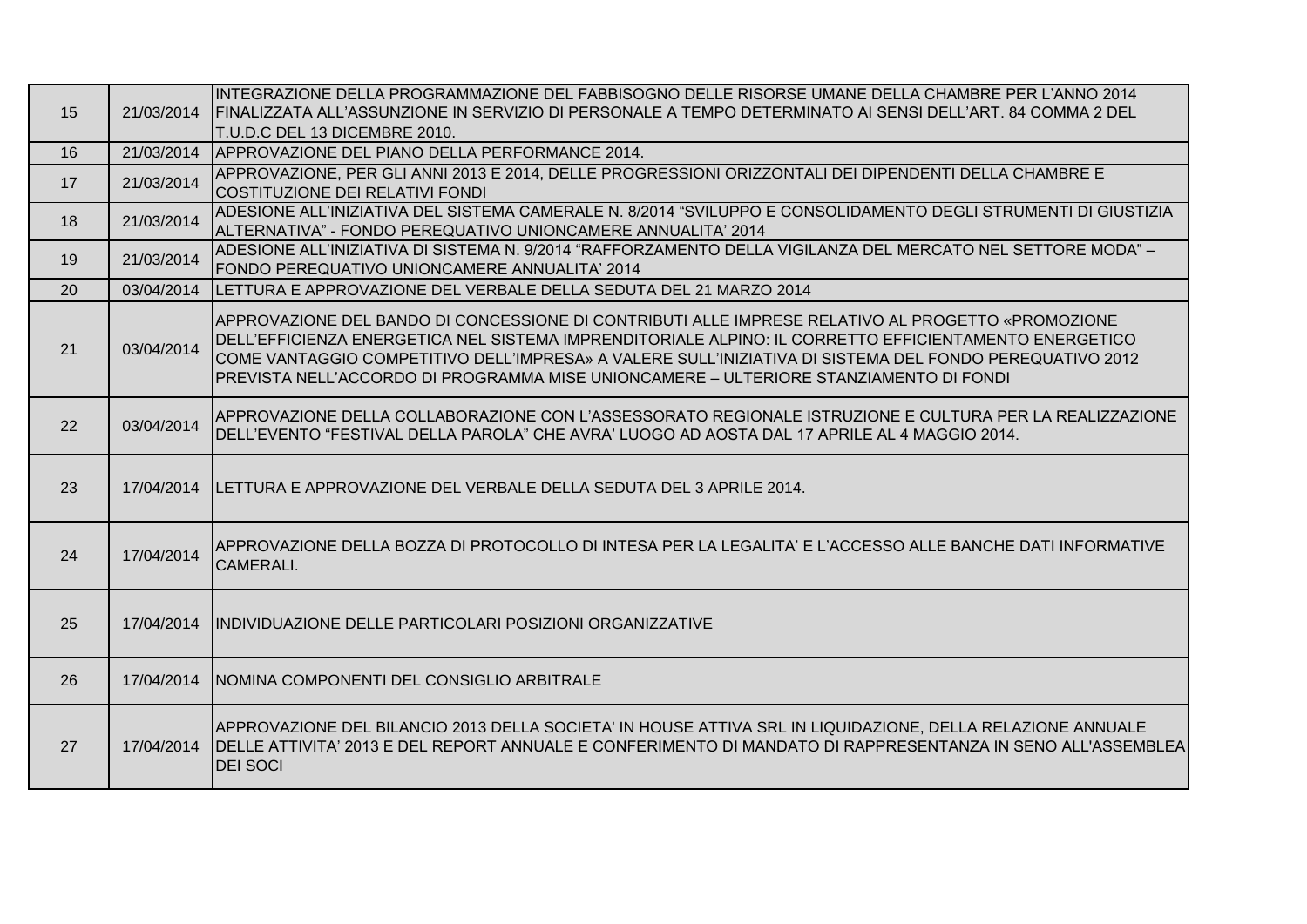| | | |
|---|---|---|
| 15 | 21/03/2014 | INTEGRAZIONE DELLA PROGRAMMAZIONE DEL FABBISOGNO DELLE RISORSE UMANE DELLA CHAMBRE PER L'ANNO 2014 FINALIZZATA ALL'ASSUNZIONE IN SERVIZIO DI PERSONALE A TEMPO DETERMINATO AI SENSI DELL'ART. 84 COMMA 2 DEL T.U.D.C DEL 13 DICEMBRE 2010. |
| 16 | 21/03/2014 | APPROVAZIONE DEL PIANO DELLA PERFORMANCE 2014. |
| 17 | 21/03/2014 | APPROVAZIONE, PER GLI ANNI 2013 E 2014, DELLE PROGRESSIONI ORIZZONTALI DEI DIPENDENTI DELLA CHAMBRE E COSTITUZIONE DEI RELATIVI FONDI |
| 18 | 21/03/2014 | ADESIONE ALL'INIZIATIVA DEL SISTEMA CAMERALE N. 8/2014 "SVILUPPO E CONSOLIDAMENTO DEGLI STRUMENTI DI GIUSTIZIA ALTERNATIVA" - FONDO PEREQUATIVO UNIONCAMERE ANNUALITA' 2014 |
| 19 | 21/03/2014 | ADESIONE ALL'INIZIATIVA DI SISTEMA N. 9/2014 "RAFFORZAMENTO DELLA VIGILANZA DEL MERCATO NEL SETTORE MODA" – FONDO PEREQUATIVO UNIONCAMERE ANNUALITA' 2014 |
| 20 | 03/04/2014 | LETTURA E APPROVAZIONE DEL VERBALE DELLA SEDUTA DEL 21 MARZO 2014 |
| 21 | 03/04/2014 | APPROVAZIONE DEL BANDO DI CONCESSIONE DI CONTRIBUTI ALLE IMPRESE RELATIVO AL PROGETTO «PROMOZIONE DELL'EFFICIENZA ENERGETICA NEL SISTEMA IMPRENDITORIALE ALPINO: IL CORRETTO EFFICIENTAMENTO ENERGETICO COME VANTAGGIO COMPETITIVO DELL'IMPRESA» A VALERE SULL'INIZIATIVA DI SISTEMA DEL FONDO PEREQUATIVO 2012 PREVISTA NELL'ACCORDO DI PROGRAMMA MISE UNIONCAMERE – ULTERIORE STANZIAMENTO DI FONDI |
| 22 | 03/04/2014 | APPROVAZIONE DELLA COLLABORAZIONE CON L'ASSESSORATO REGIONALE ISTRUZIONE E CULTURA PER LA REALIZZAZIONE DELL'EVENTO "FESTIVAL DELLA PAROLA" CHE AVRA' LUOGO AD AOSTA DAL 17 APRILE AL 4 MAGGIO 2014. |
| 23 | 17/04/2014 | LETTURA E APPROVAZIONE DEL VERBALE DELLA SEDUTA DEL 3 APRILE 2014. |
| 24 | 17/04/2014 | APPROVAZIONE DELLA BOZZA DI PROTOCOLLO DI INTESA PER LA LEGALITA' E L'ACCESSO ALLE BANCHE DATI INFORMATIVE CAMERALI. |
| 25 | 17/04/2014 | INDIVIDUAZIONE DELLE PARTICOLARI POSIZIONI ORGANIZZATIVE |
| 26 | 17/04/2014 | NOMINA COMPONENTI DEL CONSIGLIO ARBITRALE |
| 27 | 17/04/2014 | APPROVAZIONE DEL BILANCIO 2013 DELLA SOCIETA' IN HOUSE ATTIVA SRL IN LIQUIDAZIONE, DELLA RELAZIONE ANNUALE DELLE ATTIVITA' 2013 E DEL REPORT ANNUALE E CONFERIMENTO DI MANDATO DI RAPPRESENTANZA IN SENO ALL'ASSEMBLEA DEI SOCI |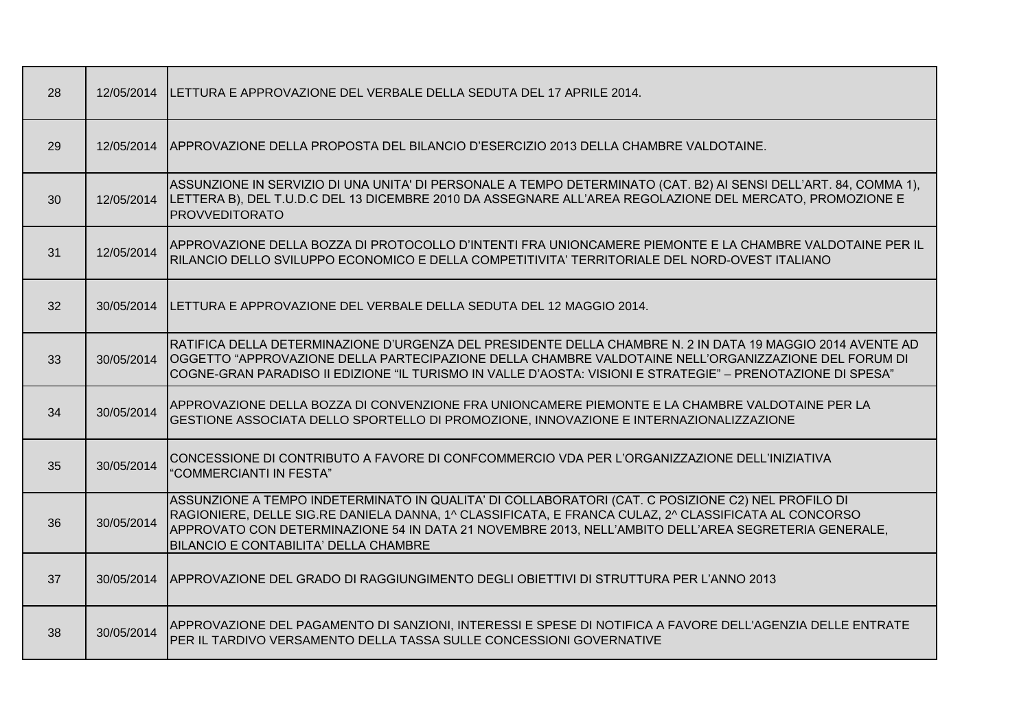| | | |
|---|---|---|
| 28 | 12/05/2014 | LETTURA E APPROVAZIONE DEL VERBALE DELLA SEDUTA DEL 17 APRILE 2014. |
| 29 | 12/05/2014 | APPROVAZIONE DELLA PROPOSTA DEL BILANCIO D'ESERCIZIO 2013 DELLA CHAMBRE VALDOTAINE. |
| 30 | 12/05/2014 | ASSUNZIONE IN SERVIZIO DI UNA UNITA' DI PERSONALE A TEMPO DETERMINATO (CAT. B2) AI SENSI DELL'ART. 84, COMMA 1), LETTERA B), DEL T.U.D.C DEL 13 DICEMBRE 2010 DA ASSEGNARE ALL'AREA REGOLAZIONE DEL MERCATO, PROMOZIONE E PROVVEDITORATO |
| 31 | 12/05/2014 | APPROVAZIONE DELLA BOZZA DI PROTOCOLLO D'INTENTI FRA UNIONCAMERE PIEMONTE E LA CHAMBRE VALDOTAINE PER IL RILANCIO DELLO SVILUPPO ECONOMICO E DELLA COMPETITIVITA' TERRITORIALE DEL NORD-OVEST ITALIANO |
| 32 | 30/05/2014 | LETTURA E APPROVAZIONE DEL VERBALE DELLA SEDUTA DEL 12 MAGGIO 2014. |
| 33 | 30/05/2014 | RATIFICA DELLA DETERMINAZIONE D'URGENZA DEL PRESIDENTE DELLA CHAMBRE N. 2 IN DATA 19 MAGGIO 2014 AVENTE AD OGGETTO "APPROVAZIONE DELLA PARTECIPAZIONE DELLA CHAMBRE VALDOTAINE NELL'ORGANIZZAZIONE DEL FORUM DI COGNE-GRAN PARADISO II EDIZIONE "IL TURISMO IN VALLE D'AOSTA: VISIONI E STRATEGIE" – PRENOTAZIONE DI SPESA" |
| 34 | 30/05/2014 | APPROVAZIONE DELLA BOZZA DI CONVENZIONE FRA UNIONCAMERE PIEMONTE E LA CHAMBRE VALDOTAINE PER LA GESTIONE ASSOCIATA DELLO SPORTELLO DI PROMOZIONE, INNOVAZIONE E INTERNAZIONALIZZAZIONE |
| 35 | 30/05/2014 | CONCESSIONE DI CONTRIBUTO A FAVORE DI CONFCOMMERCIO VDA PER L'ORGANIZZAZIONE DELL'INIZIATIVA "COMMERCIANTI IN FESTA" |
| 36 | 30/05/2014 | ASSUNZIONE A TEMPO INDETERMINATO IN QUALITA' DI COLLABORATORI (CAT. C POSIZIONE C2) NEL PROFILO DI RAGIONIERE, DELLE SIG.RE DANIELA DANNA, 1^ CLASSIFICATA, E FRANCA CULAZ, 2^ CLASSIFICATA AL CONCORSO APPROVATO CON DETERMINAZIONE 54 IN DATA 21 NOVEMBRE 2013, NELL'AMBITO DELL'AREA SEGRETERIA GENERALE, BILANCIO E CONTABILITA' DELLA CHAMBRE |
| 37 | 30/05/2014 | APPROVAZIONE DEL GRADO DI RAGGIUNGIMENTO DEGLI OBIETTIVI DI STRUTTURA PER L'ANNO 2013 |
| 38 | 30/05/2014 | APPROVAZIONE DEL PAGAMENTO DI SANZIONI, INTERESSI E SPESE DI NOTIFICA A FAVORE DELL'AGENZIA DELLE ENTRATE PER IL TARDIVO VERSAMENTO DELLA TASSA SULLE CONCESSIONI GOVERNATIVE |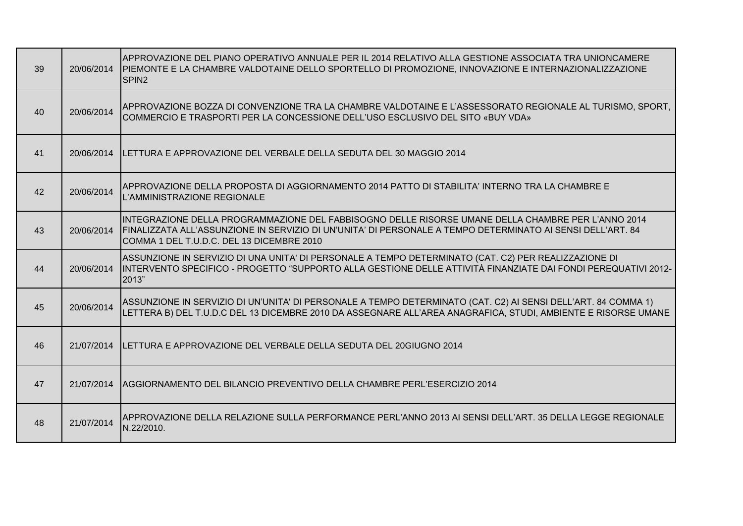| | | |
|---|---|---|
| 39 | 20/06/2014 | APPROVAZIONE DEL PIANO OPERATIVO ANNUALE PER IL 2014 RELATIVO ALLA GESTIONE ASSOCIATA TRA UNIONCAMERE PIEMONTE E LA CHAMBRE VALDOTAINE DELLO SPORTELLO DI PROMOZIONE, INNOVAZIONE E INTERNAZIONALIZZAZIONE SPIN2 |
| 40 | 20/06/2014 | APPROVAZIONE BOZZA DI CONVENZIONE TRA LA CHAMBRE VALDOTAINE E L'ASSESSORATO REGIONALE AL TURISMO, SPORT, COMMERCIO E TRASPORTI PER LA CONCESSIONE DELL'USO ESCLUSIVO DEL SITO «BUY VDA» |
| 41 | 20/06/2014 | LETTURA E APPROVAZIONE DEL VERBALE DELLA SEDUTA DEL 30 MAGGIO 2014 |
| 42 | 20/06/2014 | APPROVAZIONE DELLA PROPOSTA DI AGGIORNAMENTO 2014 PATTO DI STABILITA' INTERNO TRA LA CHAMBRE E L'AMMINISTRAZIONE REGIONALE |
| 43 | 20/06/2014 | INTEGRAZIONE DELLA PROGRAMMAZIONE DEL FABBISOGNO DELLE RISORSE UMANE DELLA CHAMBRE PER L'ANNO 2014 FINALIZZATA ALL'ASSUNZIONE IN SERVIZIO DI UN'UNITA' DI PERSONALE A TEMPO DETERMINATO AI SENSI DELL'ART. 84 COMMA 1 DEL T.U.D.C. DEL 13 DICEMBRE 2010 |
| 44 | 20/06/2014 | ASSUNZIONE IN SERVIZIO DI UNA UNITA' DI PERSONALE A TEMPO DETERMINATO (CAT. C2) PER REALIZZAZIONE DI INTERVENTO SPECIFICO - PROGETTO "SUPPORTO ALLA GESTIONE DELLE ATTIVITÀ FINANZIATE DAI FONDI PEREQUATIVI 2012-2013" |
| 45 | 20/06/2014 | ASSUNZIONE IN SERVIZIO DI UN'UNITA' DI PERSONALE A TEMPO DETERMINATO (CAT. C2) AI SENSI DELL'ART. 84 COMMA 1) LETTERA B) DEL T.U.D.C DEL 13 DICEMBRE 2010 DA ASSEGNARE ALL'AREA ANAGRAFICA, STUDI, AMBIENTE E RISORSE UMANE |
| 46 | 21/07/2014 | LETTURA E APPROVAZIONE DEL VERBALE DELLA SEDUTA DEL 20GIUGNO 2014 |
| 47 | 21/07/2014 | AGGIORNAMENTO DEL BILANCIO PREVENTIVO DELLA CHAMBRE PERL'ESERCIZIO 2014 |
| 48 | 21/07/2014 | APPROVAZIONE DELLA RELAZIONE SULLA PERFORMANCE PERL'ANNO 2013 AI SENSI DELL'ART. 35 DELLA LEGGE REGIONALE N.22/2010. |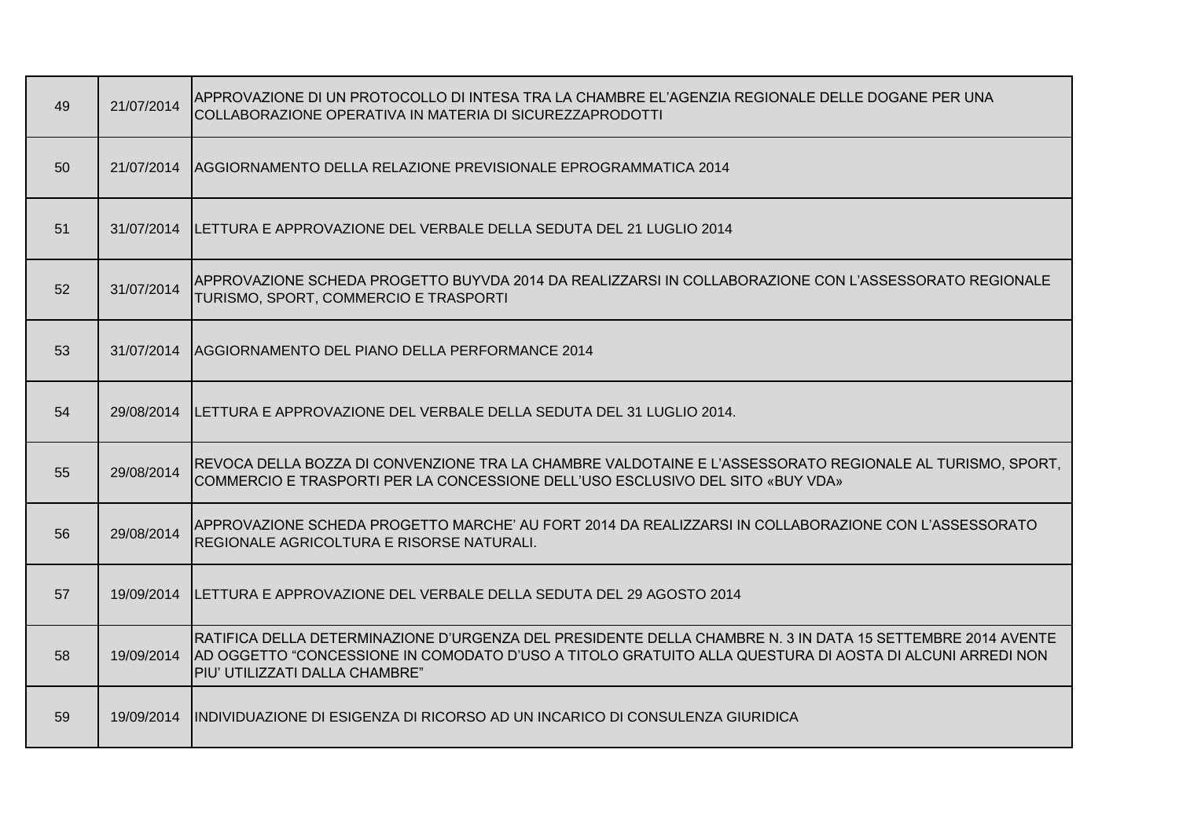| | | |
|---|---|---|
| 49 | 21/07/2014 | APPROVAZIONE DI UN PROTOCOLLO DI INTESA TRA LA CHAMBRE EL'AGENZIA REGIONALE DELLE DOGANE PER UNA COLLABORAZIONE OPERATIVA IN MATERIA DI SICUREZZAPRODOTTI |
| 50 | 21/07/2014 | AGGIORNAMENTO DELLA RELAZIONE PREVISIONALE EPROGRAMMATICA 2014 |
| 51 | 31/07/2014 | LETTURA E APPROVAZIONE DEL VERBALE DELLA SEDUTA DEL 21 LUGLIO 2014 |
| 52 | 31/07/2014 | APPROVAZIONE SCHEDA PROGETTO BUYVDA 2014 DA REALIZZARSI IN COLLABORAZIONE CON L'ASSESSORATO REGIONALE TURISMO, SPORT, COMMERCIO E TRASPORTI |
| 53 | 31/07/2014 | AGGIORNAMENTO DEL PIANO DELLA PERFORMANCE 2014 |
| 54 | 29/08/2014 | LETTURA E APPROVAZIONE DEL VERBALE DELLA SEDUTA DEL 31 LUGLIO 2014. |
| 55 | 29/08/2014 | REVOCA DELLA BOZZA DI CONVENZIONE TRA LA CHAMBRE VALDOTAINE E L'ASSESSORATO REGIONALE AL TURISMO, SPORT, COMMERCIO E TRASPORTI PER LA CONCESSIONE DELL'USO ESCLUSIVO DEL SITO «BUY VDA» |
| 56 | 29/08/2014 | APPROVAZIONE SCHEDA PROGETTO MARCHE' AU FORT 2014 DA REALIZZARSI IN COLLABORAZIONE CON L'ASSESSORATO REGIONALE AGRICOLTURA E RISORSE NATURALI. |
| 57 | 19/09/2014 | LETTURA E APPROVAZIONE DEL VERBALE DELLA SEDUTA DEL 29 AGOSTO 2014 |
| 58 | 19/09/2014 | RATIFICA DELLA DETERMINAZIONE D'URGENZA DEL PRESIDENTE DELLA CHAMBRE N. 3 IN DATA 15 SETTEMBRE 2014 AVENTE AD OGGETTO "CONCESSIONE IN COMODATO D'USO A TITOLO GRATUITO ALLA QUESTURA DI AOSTA DI ALCUNI ARREDI NON PIU' UTILIZZATI DALLA CHAMBRE" |
| 59 | 19/09/2014 | INDIVIDUAZIONE DI ESIGENZA DI RICORSO AD UN INCARICO DI CONSULENZA GIURIDICA |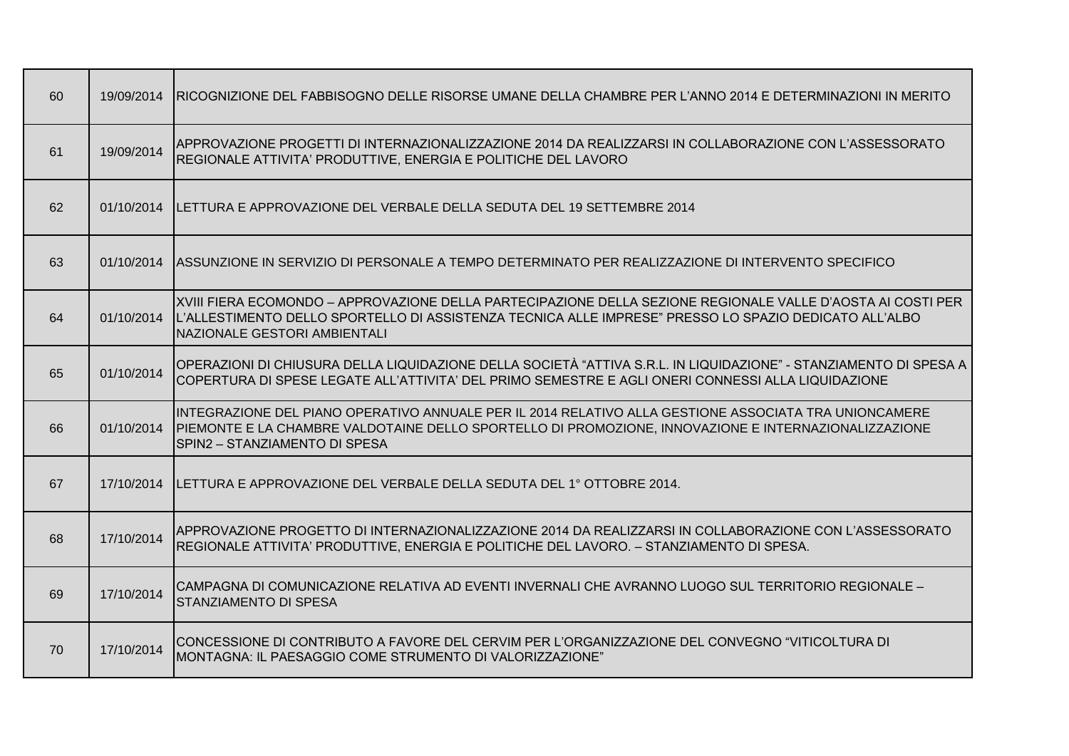| | | |
|---|---|---|
| 60 | 19/09/2014 | RICOGNIZIONE DEL FABBISOGNO DELLE RISORSE UMANE DELLA CHAMBRE PER L'ANNO 2014 E DETERMINAZIONI IN MERITO |
| 61 | 19/09/2014 | APPROVAZIONE PROGETTI DI INTERNAZIONALIZZAZIONE 2014 DA REALIZZARSI IN COLLABORAZIONE CON L'ASSESSORATO REGIONALE ATTIVITA' PRODUTTIVE, ENERGIA E POLITICHE DEL LAVORO |
| 62 | 01/10/2014 | LETTURA E APPROVAZIONE DEL VERBALE DELLA SEDUTA DEL 19 SETTEMBRE 2014 |
| 63 | 01/10/2014 | ASSUNZIONE IN SERVIZIO DI PERSONALE A TEMPO DETERMINATO PER REALIZZAZIONE DI INTERVENTO SPECIFICO |
| 64 | 01/10/2014 | XVIII FIERA ECOMONDO – APPROVAZIONE DELLA PARTECIPAZIONE DELLA SEZIONE REGIONALE VALLE D'AOSTA AI COSTI PER L'ALLESTIMENTO DELLO SPORTELLO DI ASSISTENZA TECNICA ALLE IMPRESE" PRESSO LO SPAZIO DEDICATO ALL'ALBO NAZIONALE GESTORI AMBIENTALI |
| 65 | 01/10/2014 | OPERAZIONI DI CHIUSURA DELLA LIQUIDAZIONE DELLA SOCIETÀ "ATTIVA S.R.L. IN LIQUIDAZIONE" - STANZIAMENTO DI SPESA A COPERTURA DI SPESE LEGATE ALL'ATTIVITA' DEL PRIMO SEMESTRE E AGLI ONERI CONNESSI ALLA LIQUIDAZIONE |
| 66 | 01/10/2014 | INTEGRAZIONE DEL PIANO OPERATIVO ANNUALE PER IL 2014 RELATIVO ALLA GESTIONE ASSOCIATA TRA UNIONCAMERE PIEMONTE E LA CHAMBRE VALDOTAINE DELLO SPORTELLO DI PROMOZIONE, INNOVAZIONE E INTERNAZIONALIZZAZIONE SPIN2 – STANZIAMENTO DI SPESA |
| 67 | 17/10/2014 | LETTURA E APPROVAZIONE DEL VERBALE DELLA SEDUTA DEL 1° OTTOBRE 2014. |
| 68 | 17/10/2014 | APPROVAZIONE PROGETTO DI INTERNAZIONALIZZAZIONE 2014 DA REALIZZARSI IN COLLABORAZIONE CON L'ASSESSORATO REGIONALE ATTIVITA' PRODUTTIVE, ENERGIA E POLITICHE DEL LAVORO. – STANZIAMENTO DI SPESA. |
| 69 | 17/10/2014 | CAMPAGNA DI COMUNICAZIONE RELATIVA AD EVENTI INVERNALI CHE AVRANNO LUOGO SUL TERRITORIO REGIONALE – STANZIAMENTO DI SPESA |
| 70 | 17/10/2014 | CONCESSIONE DI CONTRIBUTO A FAVORE DEL CERVIM PER L'ORGANIZZAZIONE DEL CONVEGNO "VITICOLTURA DI MONTAGNA: IL PAESAGGIO COME STRUMENTO DI VALORIZZAZIONE" |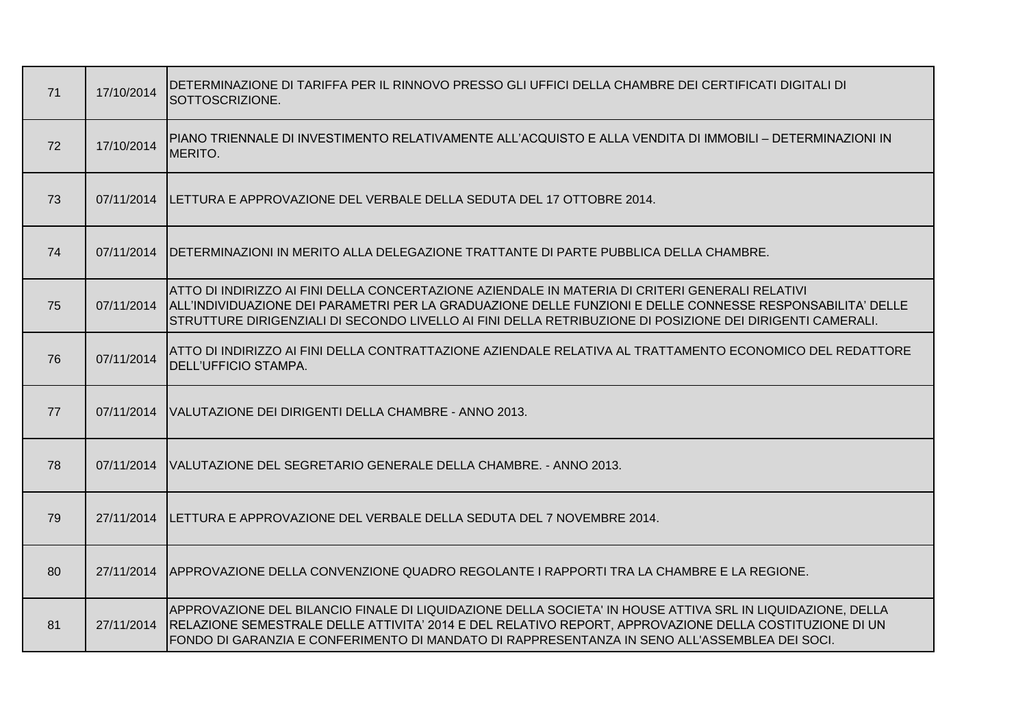| | | |
|---|---|---|
| 71 | 17/10/2014 | DETERMINAZIONE DI TARIFFA PER IL RINNOVO PRESSO GLI UFFICI DELLA CHAMBRE DEI CERTIFICATI DIGITALI DI SOTTOSCRIZIONE. |
| 72 | 17/10/2014 | PIANO TRIENNALE DI INVESTIMENTO RELATIVAMENTE ALL'ACQUISTO E ALLA VENDITA DI IMMOBILI – DETERMINAZIONI IN MERITO. |
| 73 | 07/11/2014 | LETTURA E APPROVAZIONE DEL VERBALE DELLA SEDUTA DEL 17 OTTOBRE 2014. |
| 74 | 07/11/2014 | DETERMINAZIONI IN MERITO ALLA DELEGAZIONE TRATTANTE DI PARTE PUBBLICA DELLA CHAMBRE. |
| 75 | 07/11/2014 | ATTO DI INDIRIZZO AI FINI DELLA CONCERTAZIONE AZIENDALE IN MATERIA DI CRITERI GENERALI RELATIVI ALL'INDIVIDUAZIONE DEI PARAMETRI PER LA GRADUAZIONE DELLE FUNZIONI E DELLE CONNESSE RESPONSABILITA' DELLE STRUTTURE DIRIGENZIALI DI SECONDO LIVELLO AI FINI DELLA RETRIBUZIONE DI POSIZIONE DEI DIRIGENTI CAMERALI. |
| 76 | 07/11/2014 | ATTO DI INDIRIZZO AI FINI DELLA CONTRATTAZIONE AZIENDALE RELATIVA AL TRATTAMENTO ECONOMICO DEL REDATTORE DELL'UFFICIO STAMPA. |
| 77 | 07/11/2014 | VALUTAZIONE DEI DIRIGENTI DELLA CHAMBRE - ANNO 2013. |
| 78 | 07/11/2014 | VALUTAZIONE DEL SEGRETARIO GENERALE DELLA CHAMBRE. - ANNO 2013. |
| 79 | 27/11/2014 | LETTURA E APPROVAZIONE DEL VERBALE DELLA SEDUTA DEL 7 NOVEMBRE 2014. |
| 80 | 27/11/2014 | APPROVAZIONE DELLA CONVENZIONE QUADRO REGOLANTE I RAPPORTI TRA LA CHAMBRE E LA REGIONE. |
| 81 | 27/11/2014 | APPROVAZIONE DEL BILANCIO FINALE DI LIQUIDAZIONE DELLA SOCIETA' IN HOUSE ATTIVA SRL IN LIQUIDAZIONE, DELLA RELAZIONE SEMESTRALE DELLE ATTIVITA' 2014 E DEL RELATIVO REPORT, APPROVAZIONE DELLA COSTITUZIONE DI UN FONDO DI GARANZIA E CONFERIMENTO DI MANDATO DI RAPPRESENTANZA IN SENO ALL'ASSEMBLEA DEI SOCI. |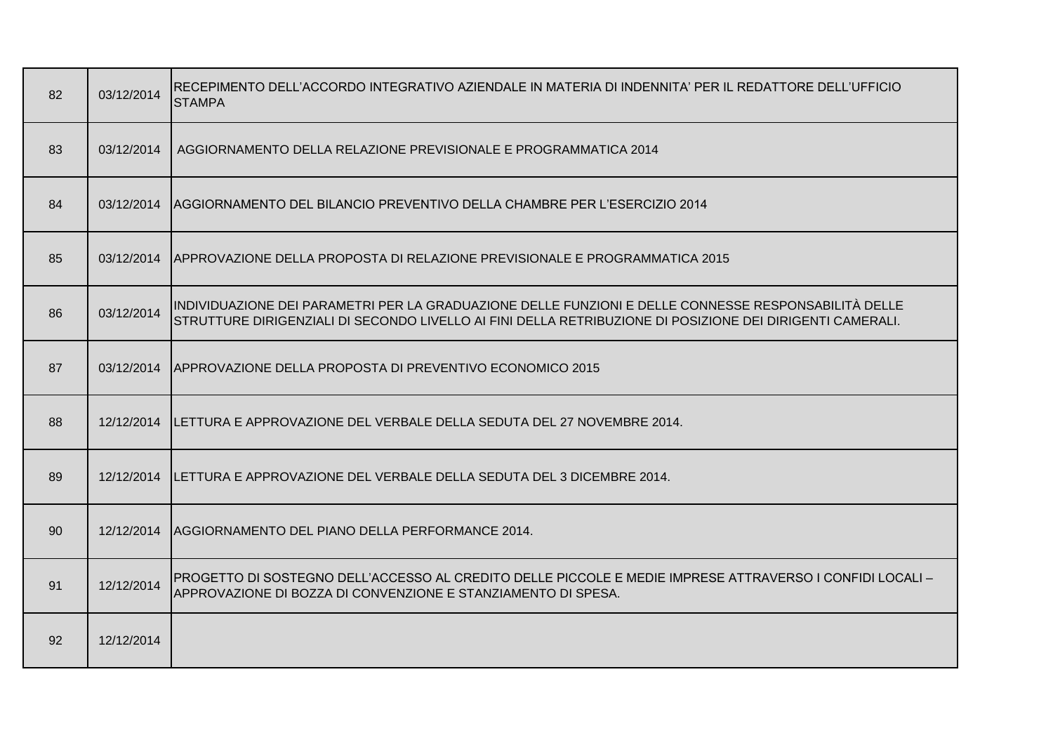| 82 | 03/12/2014 | RECEPIMENTO DELL'ACCORDO INTEGRATIVO AZIENDALE IN MATERIA DI INDENNITA' PER IL REDATTORE DELL'UFFICIO STAMPA |
|---|---|---|
| 83 | 03/12/2014 | AGGIORNAMENTO DELLA RELAZIONE PREVISIONALE E PROGRAMMATICA 2014 |
| 84 | 03/12/2014 | AGGIORNAMENTO DEL BILANCIO PREVENTIVO DELLA CHAMBRE PER L'ESERCIZIO 2014 |
| 85 | 03/12/2014 | APPROVAZIONE DELLA PROPOSTA DI RELAZIONE PREVISIONALE E PROGRAMMATICA 2015 |
| 86 | 03/12/2014 | INDIVIDUAZIONE DEI PARAMETRI PER LA GRADUAZIONE DELLE FUNZIONI E DELLE CONNESSE RESPONSABILITÀ DELLE STRUTTURE DIRIGENZIALI DI SECONDO LIVELLO AI FINI DELLA RETRIBUZIONE DI POSIZIONE DEI DIRIGENTI CAMERALI. |
| 87 | 03/12/2014 | APPROVAZIONE DELLA PROPOSTA DI PREVENTIVO ECONOMICO 2015 |
| 88 | 12/12/2014 | LETTURA E APPROVAZIONE DEL VERBALE DELLA SEDUTA DEL 27 NOVEMBRE 2014. |
| 89 | 12/12/2014 | LETTURA E APPROVAZIONE DEL VERBALE DELLA SEDUTA DEL 3 DICEMBRE 2014. |
| 90 | 12/12/2014 | AGGIORNAMENTO DEL PIANO DELLA PERFORMANCE 2014. |
| 91 | 12/12/2014 | PROGETTO DI SOSTEGNO DELL'ACCESSO AL CREDITO DELLE PICCOLE E MEDIE IMPRESE ATTRAVERSO I CONFIDI LOCALI – APPROVAZIONE DI BOZZA DI CONVENZIONE E STANZIAMENTO DI SPESA. |
| 92 | 12/12/2014 | |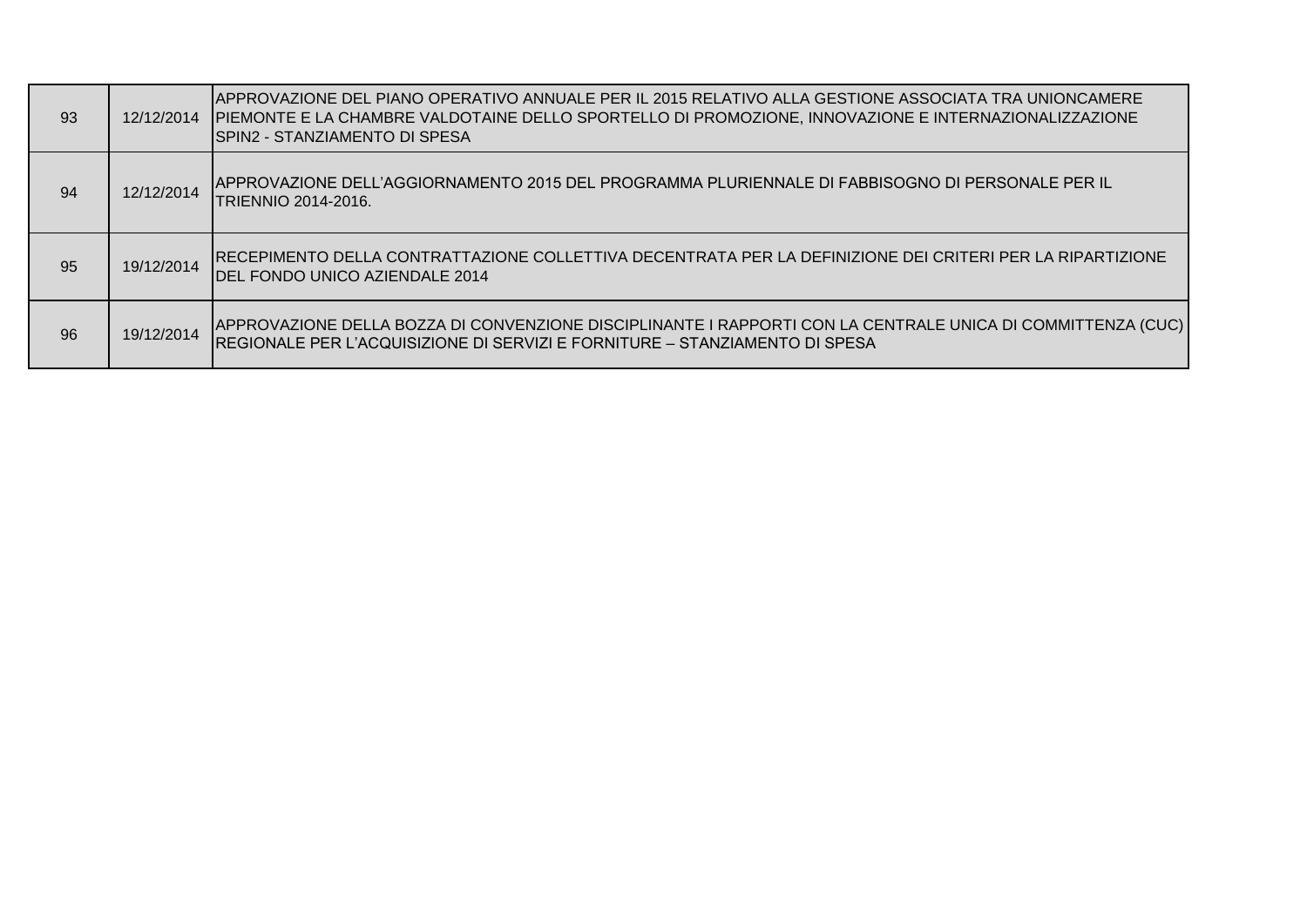| | | |
|---|---|---|
| 93 | 12/12/2014 | APPROVAZIONE DEL PIANO OPERATIVO ANNUALE PER IL 2015 RELATIVO ALLA GESTIONE ASSOCIATA TRA UNIONCAMERE PIEMONTE E LA CHAMBRE VALDOTAINE DELLO SPORTELLO DI PROMOZIONE, INNOVAZIONE E INTERNAZIONALIZZAZIONE SPIN2 - STANZIAMENTO DI SPESA |
| 94 | 12/12/2014 | APPROVAZIONE DELL'AGGIORNAMENTO 2015 DEL PROGRAMMA PLURIENNALE DI FABBISOGNO DI PERSONALE PER IL TRIENNIO 2014-2016. |
| 95 | 19/12/2014 | RECEPIMENTO DELLA CONTRATTAZIONE COLLETTIVA DECENTRATA PER LA DEFINIZIONE DEI CRITERI PER LA RIPARTIZIONE DEL FONDO UNICO AZIENDALE 2014 |
| 96 | 19/12/2014 | APPROVAZIONE DELLA BOZZA DI CONVENZIONE DISCIPLINANTE I RAPPORTI CON LA CENTRALE UNICA DI COMMITTENZA (CUC) REGIONALE PER L'ACQUISIZIONE DI SERVIZI E FORNITURE – STANZIAMENTO DI SPESA |